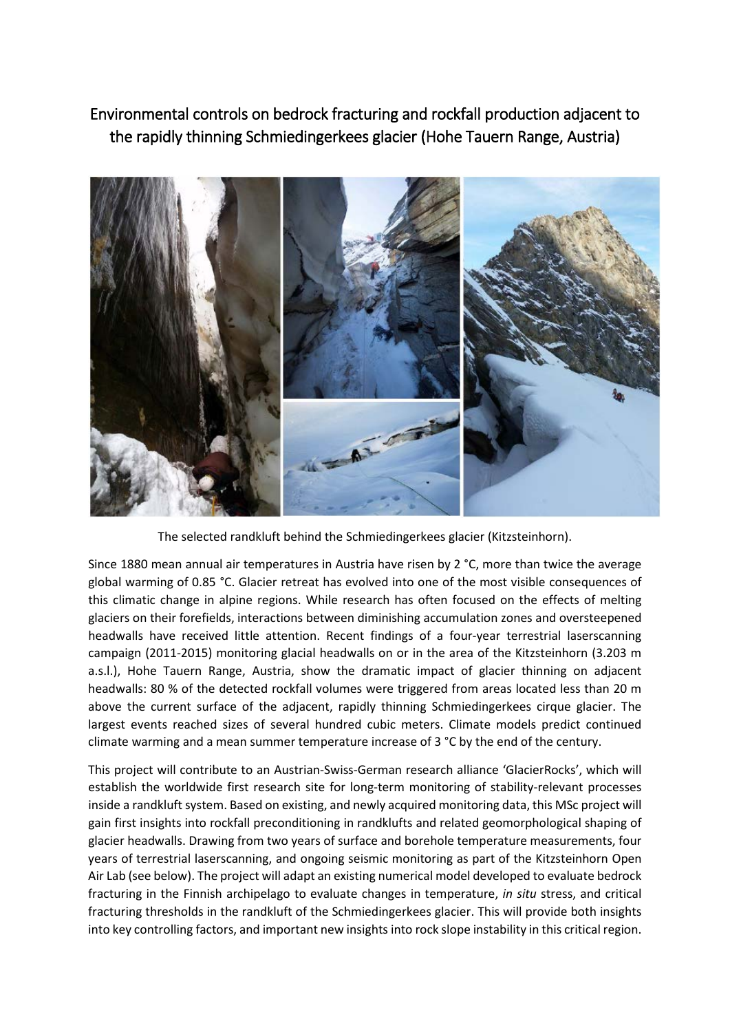# Environmental controls on bedrock fracturing and rockfall production adjacent to the rapidly thinning Schmiedingerkees glacier (Hohe Tauern Range, Austria)

The selected randkluft behind the Schmiedingerkees glacier (Kitzsteinhorn).

Since 1880 mean annual air temperatures in Austria have risen by 2 °C, more than twice the average global warming of 0.85 °C. Glacier retreat has evolved into one of the most visible consequences of this climatic change in alpine regions. While research has often focused on the effects of melting glaciers on their forefields, interactions between diminishing accumulation zones and oversteepened headwalls have received little attention. Recent findings of a four-year terrestrial laserscanning campaign (2011-2015) monitoring glacial headwalls on or in the area of the Kitzsteinhorn (3.203 m a.s.l.), Hohe Tauern Range, Austria, show the dramatic impact of glacier thinning on adjacent headwalls: 80 % of the detected rockfall volumes were triggered from areas located less than 20 m above the current surface of the adjacent, rapidly thinning Schmiedingerkees cirque glacier. The largest events reached sizes of several hundred cubic meters. Climate models predict continued climate warming and a mean summer temperature increase of 3 °C by the end of the century.

This project will contribute to an Austrian-Swiss-German research alliance 'GlacierRocks', which will establish the worldwide first research site for long-term monitoring of stability-relevant processes inside a randkluft system. Based on existing, and newly acquired monitoring data, this MSc project will gain first insights into rockfall preconditioning in randklufts and related geomorphological shaping of glacier headwalls. Drawing from two years of surface and borehole temperature measurements, four years of terrestrial laserscanning, and ongoing seismic monitoring as part of the Kitzsteinhorn Open Air Lab (see below). The project will adapt an existing numerical model developed to evaluate bedrock fracturing in the Finnish archipelago to evaluate changes in temperature, *in situ* stress, and critical fracturing thresholds in the randkluft of the Schmiedingerkees glacier. This will provide both insights into key controlling factors, and important new insights into rock slope instability in this critical region.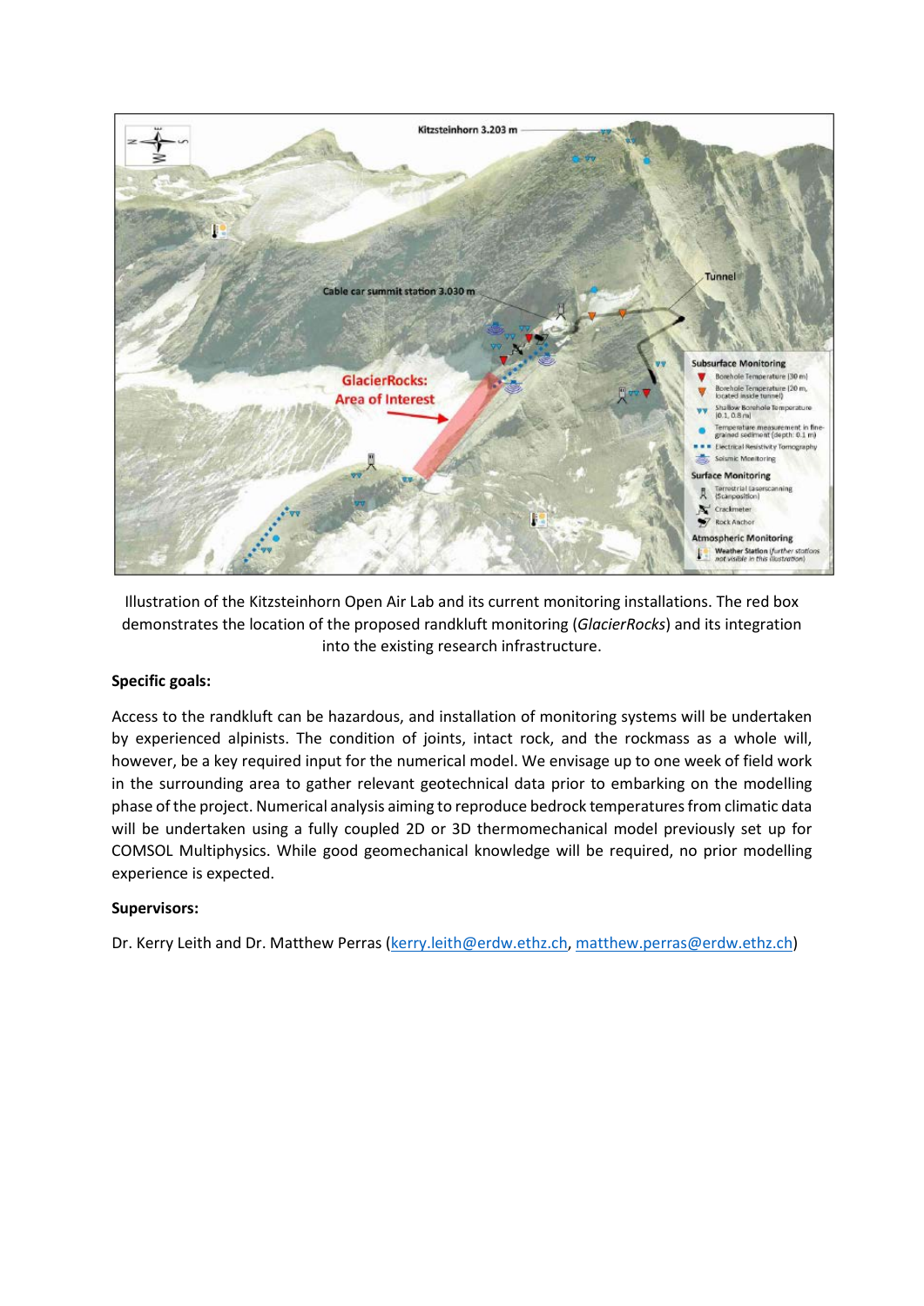Kitzsteinhorn 3.203 m

Cable car summit station 3.030 m

Tunnel

GlacierRocks: Area of Interest

Subsurface Monitoring

Borehole Temperature (30 m)

Borehole Temperature (20 m, located inside tunnel)

Shallow Borehole Temperature (0.1, 0.8 m)

Temperature measurement in fine-grained sediment (depth: 0.1 m)

Electrical Resistivity Tomography

Seismic Monitoring

Surface Monitoring

Terrestrial Laserscanning (Scanposition)

Crackmeter

Rock Anchor

Atmospheric Monitoring

Weather Station (further stations not visible in this illustration)

Illustration of the Kitzsteinhorn Open Air Lab and its current monitoring installations. The red box demonstrates the location of the proposed randkluft monitoring (*GlacierRocks*) and its integration into the existing research infrastructure.

**Specific goals:**

Access to the randkluft can be hazardous, and installation of monitoring systems will be undertaken by experienced alpinists. The condition of joints, intact rock, and the rockmass as a whole will, however, be a key required input for the numerical model. We envisage up to one week of field work in the surrounding area to gather relevant geotechnical data prior to embarking on the modelling phase of the project. Numerical analysis aiming to reproduce bedrock temperatures from climatic data will be undertaken using a fully coupled 2D or 3D thermomechanical model previously set up for COMSOL Multiphysics. While good geomechanical knowledge will be required, no prior modelling experience is expected.

**Supervisors:**

Dr. Kerry Leith and Dr. Matthew Perras (kerry.leith@erdw.ethz.ch, matthew.perras@erdw.ethz.ch)